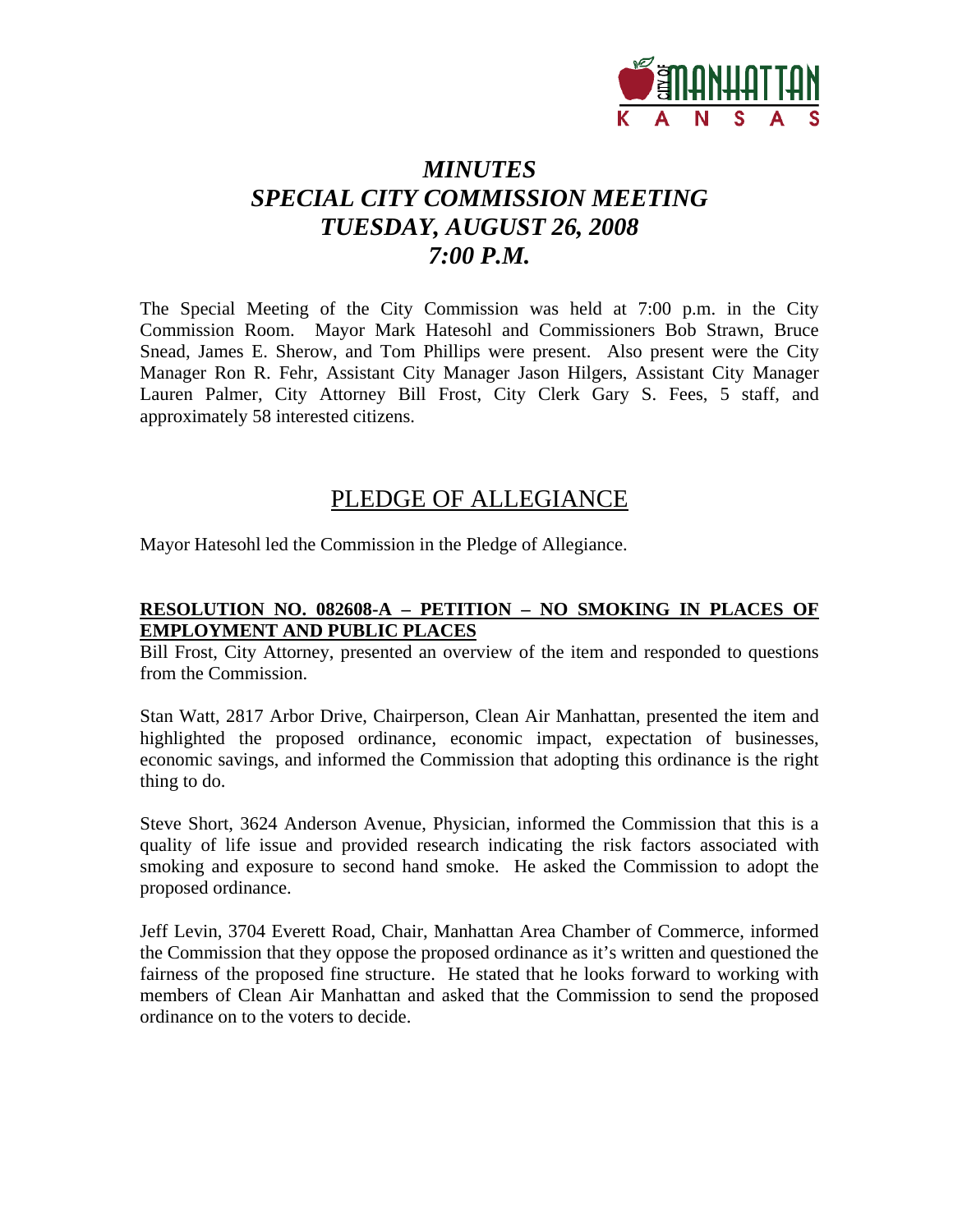# *MINUTES*
# *SPECIAL CITY COMMISSION MEETING*
# *TUESDAY, AUGUST 26, 2008*
# *7:00 P.M.*

The Special Meeting of the City Commission was held at 7:00 p.m. in the City Commission Room. Mayor Mark Hatesohl and Commissioners Bob Strawn, Bruce Snead, James E. Sherow, and Tom Phillips were present. Also present were the City Manager Ron R. Fehr, Assistant City Manager Jason Hilgers, Assistant City Manager Lauren Palmer, City Attorney Bill Frost, City Clerk Gary S. Fees, 5 staff, and approximately 58 interested citizens.

## PLEDGE OF ALLEGIANCE

Mayor Hatesohl led the Commission in the Pledge of Allegiance.

**RESOLUTION NO. 082608-A – PETITION – NO SMOKING IN PLACES OF EMPLOYMENT AND PUBLIC PLACES**

Bill Frost, City Attorney, presented an overview of the item and responded to questions from the Commission.

Stan Watt, 2817 Arbor Drive, Chairperson, Clean Air Manhattan, presented the item and highlighted the proposed ordinance, economic impact, expectation of businesses, economic savings, and informed the Commission that adopting this ordinance is the right thing to do.

Steve Short, 3624 Anderson Avenue, Physician, informed the Commission that this is a quality of life issue and provided research indicating the risk factors associated with smoking and exposure to second hand smoke. He asked the Commission to adopt the proposed ordinance.

Jeff Levin, 3704 Everett Road, Chair, Manhattan Area Chamber of Commerce, informed the Commission that they oppose the proposed ordinance as it's written and questioned the fairness of the proposed fine structure. He stated that he looks forward to working with members of Clean Air Manhattan and asked that the Commission to send the proposed ordinance on to the voters to decide.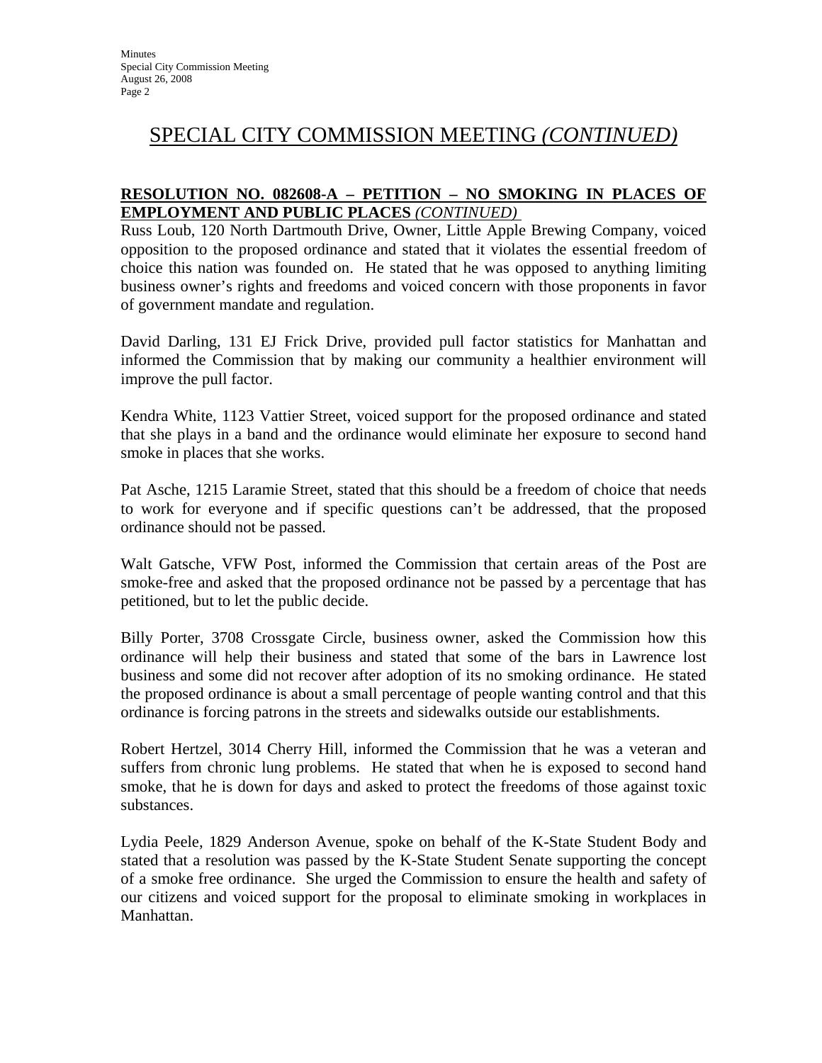# SPECIAL CITY COMMISSION MEETING *(CONTINUED)*

**RESOLUTION NO. 082608-A – PETITION – NO SMOKING IN PLACES OF EMPLOYMENT AND PUBLIC PLACES** *(CONTINUED)*

Russ Loub, 120 North Dartmouth Drive, Owner, Little Apple Brewing Company, voiced opposition to the proposed ordinance and stated that it violates the essential freedom of choice this nation was founded on. He stated that he was opposed to anything limiting business owner's rights and freedoms and voiced concern with those proponents in favor of government mandate and regulation.

David Darling, 131 EJ Frick Drive, provided pull factor statistics for Manhattan and informed the Commission that by making our community a healthier environment will improve the pull factor.

Kendra White, 1123 Vattier Street, voiced support for the proposed ordinance and stated that she plays in a band and the ordinance would eliminate her exposure to second hand smoke in places that she works.

Pat Asche, 1215 Laramie Street, stated that this should be a freedom of choice that needs to work for everyone and if specific questions can't be addressed, that the proposed ordinance should not be passed.

Walt Gatsche, VFW Post, informed the Commission that certain areas of the Post are smoke-free and asked that the proposed ordinance not be passed by a percentage that has petitioned, but to let the public decide.

Billy Porter, 3708 Crossgate Circle, business owner, asked the Commission how this ordinance will help their business and stated that some of the bars in Lawrence lost business and some did not recover after adoption of its no smoking ordinance. He stated the proposed ordinance is about a small percentage of people wanting control and that this ordinance is forcing patrons in the streets and sidewalks outside our establishments.

Robert Hertzel, 3014 Cherry Hill, informed the Commission that he was a veteran and suffers from chronic lung problems. He stated that when he is exposed to second hand smoke, that he is down for days and asked to protect the freedoms of those against toxic substances.

Lydia Peele, 1829 Anderson Avenue, spoke on behalf of the K-State Student Body and stated that a resolution was passed by the K-State Student Senate supporting the concept of a smoke free ordinance. She urged the Commission to ensure the health and safety of our citizens and voiced support for the proposal to eliminate smoking in workplaces in Manhattan.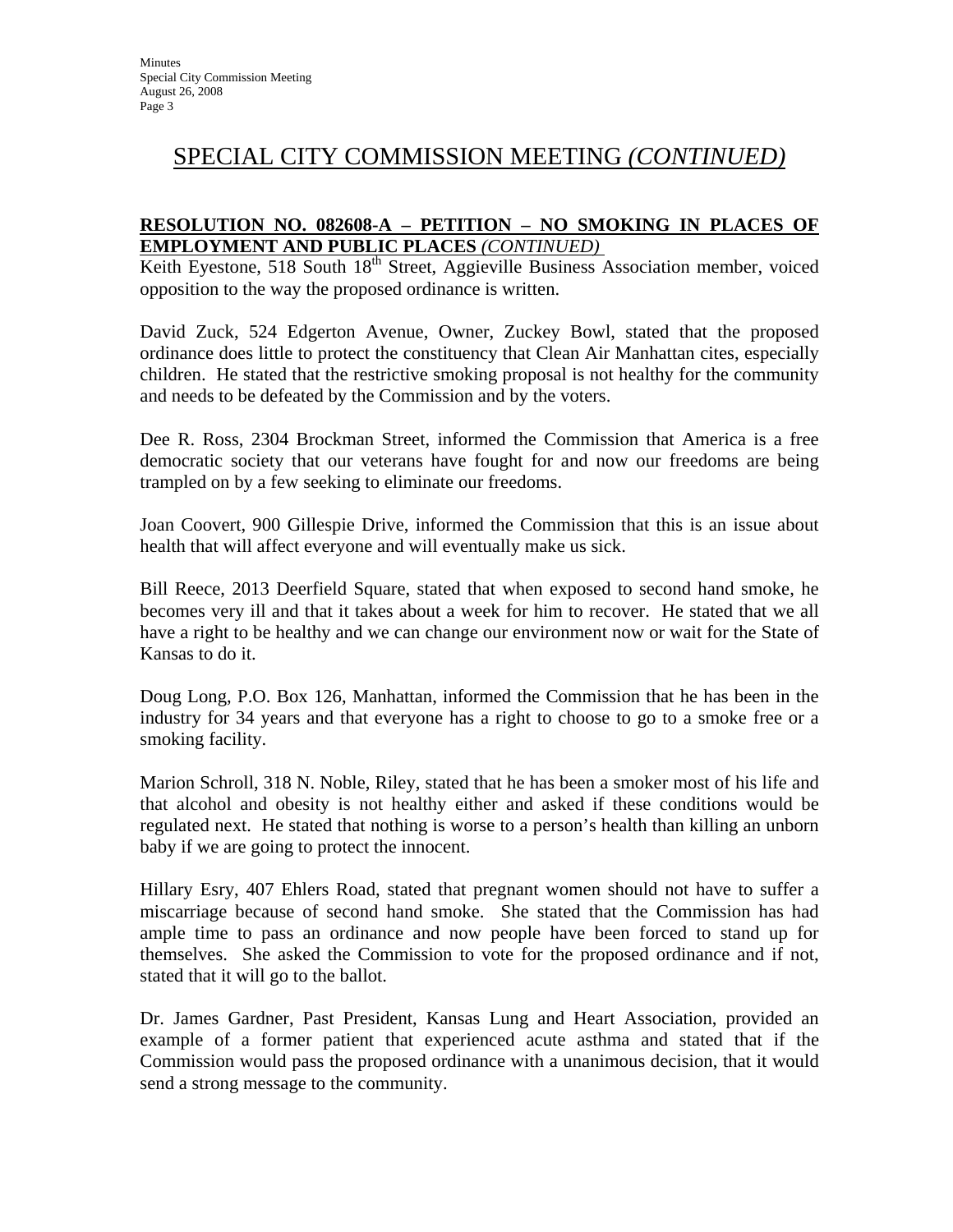# SPECIAL CITY COMMISSION MEETING *(CONTINUED)*

**RESOLUTION NO. 082608-A – PETITION – NO SMOKING IN PLACES OF EMPLOYMENT AND PUBLIC PLACES** *(CONTINUED)*

Keith Eyestone, 518 South 18th Street, Aggieville Business Association member, voiced opposition to the way the proposed ordinance is written.

David Zuck, 524 Edgerton Avenue, Owner, Zuckey Bowl, stated that the proposed ordinance does little to protect the constituency that Clean Air Manhattan cites, especially children. He stated that the restrictive smoking proposal is not healthy for the community and needs to be defeated by the Commission and by the voters.

Dee R. Ross, 2304 Brockman Street, informed the Commission that America is a free democratic society that our veterans have fought for and now our freedoms are being trampled on by a few seeking to eliminate our freedoms.

Joan Coovert, 900 Gillespie Drive, informed the Commission that this is an issue about health that will affect everyone and will eventually make us sick.

Bill Reece, 2013 Deerfield Square, stated that when exposed to second hand smoke, he becomes very ill and that it takes about a week for him to recover. He stated that we all have a right to be healthy and we can change our environment now or wait for the State of Kansas to do it.

Doug Long, P.O. Box 126, Manhattan, informed the Commission that he has been in the industry for 34 years and that everyone has a right to choose to go to a smoke free or a smoking facility.

Marion Schroll, 318 N. Noble, Riley, stated that he has been a smoker most of his life and that alcohol and obesity is not healthy either and asked if these conditions would be regulated next. He stated that nothing is worse to a person's health than killing an unborn baby if we are going to protect the innocent.

Hillary Esry, 407 Ehlers Road, stated that pregnant women should not have to suffer a miscarriage because of second hand smoke. She stated that the Commission has had ample time to pass an ordinance and now people have been forced to stand up for themselves. She asked the Commission to vote for the proposed ordinance and if not, stated that it will go to the ballot.

Dr. James Gardner, Past President, Kansas Lung and Heart Association, provided an example of a former patient that experienced acute asthma and stated that if the Commission would pass the proposed ordinance with a unanimous decision, that it would send a strong message to the community.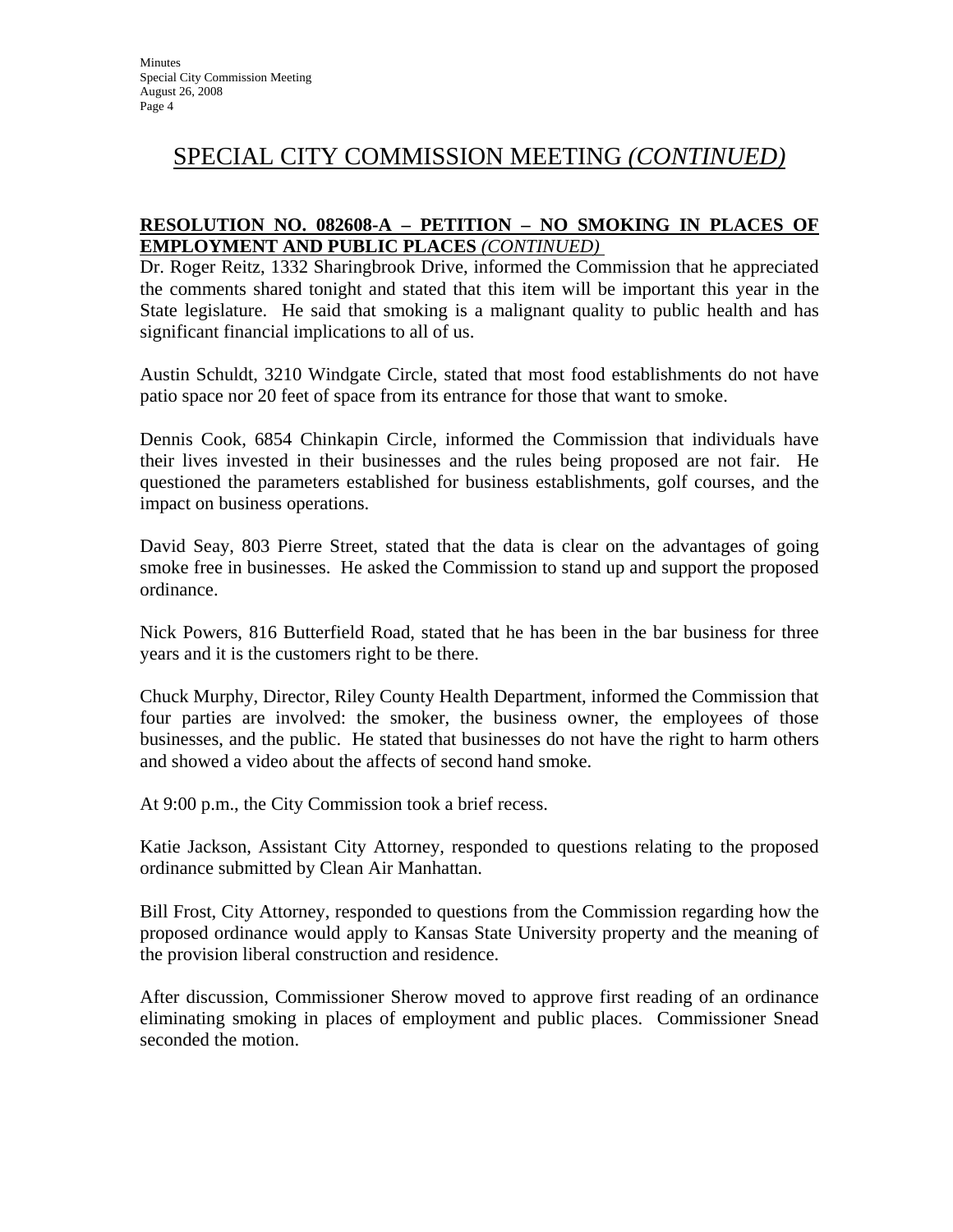# SPECIAL CITY COMMISSION MEETING *(CONTINUED)*

**RESOLUTION NO. 082608-A – PETITION – NO SMOKING IN PLACES OF EMPLOYMENT AND PUBLIC PLACES** ***(CONTINUED)***

Dr. Roger Reitz, 1332 Sharingbrook Drive, informed the Commission that he appreciated the comments shared tonight and stated that this item will be important this year in the State legislature. He said that smoking is a malignant quality to public health and has significant financial implications to all of us.

Austin Schuldt, 3210 Windgate Circle, stated that most food establishments do not have patio space nor 20 feet of space from its entrance for those that want to smoke.

Dennis Cook, 6854 Chinkapin Circle, informed the Commission that individuals have their lives invested in their businesses and the rules being proposed are not fair. He questioned the parameters established for business establishments, golf courses, and the impact on business operations.

David Seay, 803 Pierre Street, stated that the data is clear on the advantages of going smoke free in businesses. He asked the Commission to stand up and support the proposed ordinance.

Nick Powers, 816 Butterfield Road, stated that he has been in the bar business for three years and it is the customers right to be there.

Chuck Murphy, Director, Riley County Health Department, informed the Commission that four parties are involved: the smoker, the business owner, the employees of those businesses, and the public. He stated that businesses do not have the right to harm others and showed a video about the affects of second hand smoke.

At 9:00 p.m., the City Commission took a brief recess.

Katie Jackson, Assistant City Attorney, responded to questions relating to the proposed ordinance submitted by Clean Air Manhattan.

Bill Frost, City Attorney, responded to questions from the Commission regarding how the proposed ordinance would apply to Kansas State University property and the meaning of the provision liberal construction and residence.

After discussion, Commissioner Sherow moved to approve first reading of an ordinance eliminating smoking in places of employment and public places. Commissioner Snead seconded the motion.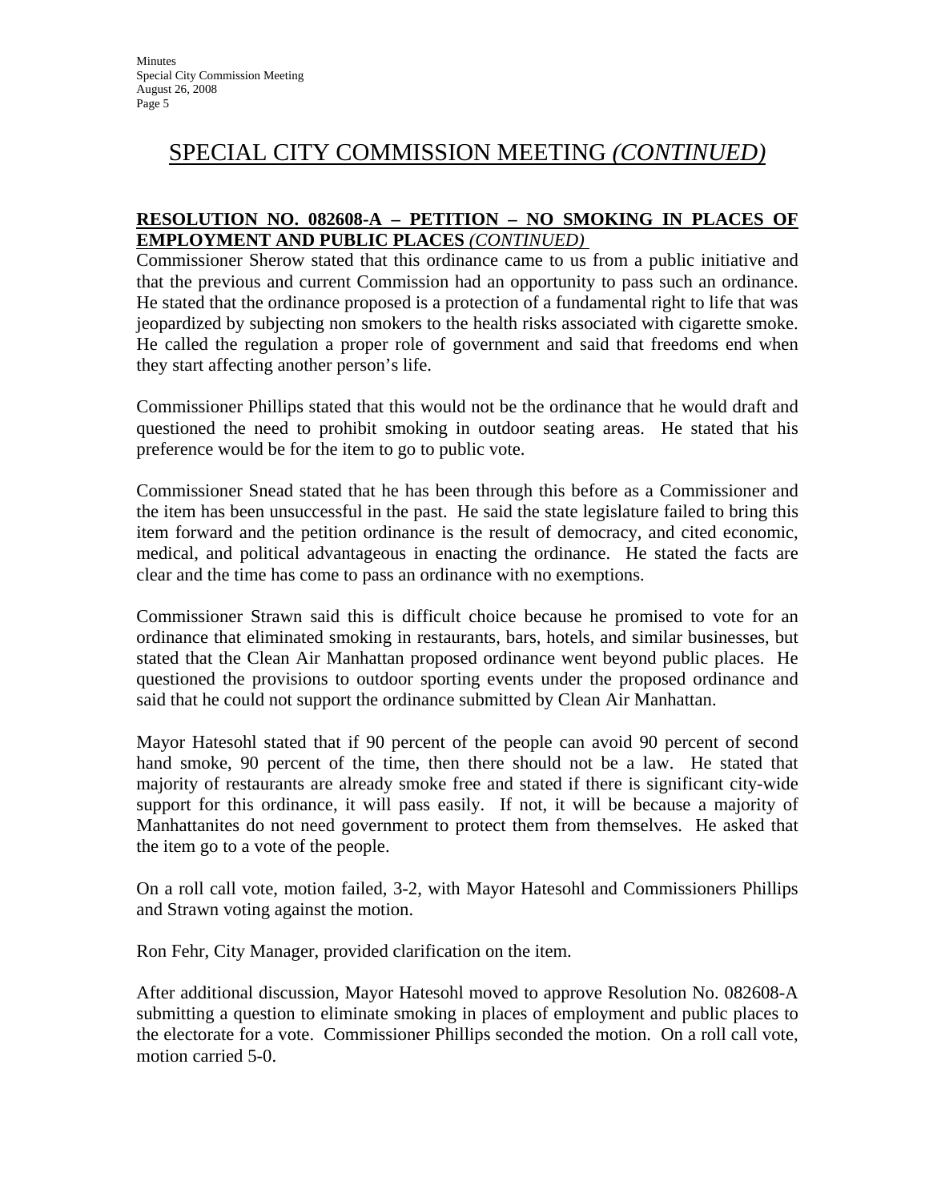# SPECIAL CITY COMMISSION MEETING *(CONTINUED)*

**RESOLUTION NO. 082608-A – PETITION – NO SMOKING IN PLACES OF EMPLOYMENT AND PUBLIC PLACES** *(CONTINUED)*

Commissioner Sherow stated that this ordinance came to us from a public initiative and that the previous and current Commission had an opportunity to pass such an ordinance. He stated that the ordinance proposed is a protection of a fundamental right to life that was jeopardized by subjecting non smokers to the health risks associated with cigarette smoke. He called the regulation a proper role of government and said that freedoms end when they start affecting another person's life.

Commissioner Phillips stated that this would not be the ordinance that he would draft and questioned the need to prohibit smoking in outdoor seating areas. He stated that his preference would be for the item to go to public vote.

Commissioner Snead stated that he has been through this before as a Commissioner and the item has been unsuccessful in the past. He said the state legislature failed to bring this item forward and the petition ordinance is the result of democracy, and cited economic, medical, and political advantageous in enacting the ordinance. He stated the facts are clear and the time has come to pass an ordinance with no exemptions.

Commissioner Strawn said this is difficult choice because he promised to vote for an ordinance that eliminated smoking in restaurants, bars, hotels, and similar businesses, but stated that the Clean Air Manhattan proposed ordinance went beyond public places. He questioned the provisions to outdoor sporting events under the proposed ordinance and said that he could not support the ordinance submitted by Clean Air Manhattan.

Mayor Hatesohl stated that if 90 percent of the people can avoid 90 percent of second hand smoke, 90 percent of the time, then there should not be a law. He stated that majority of restaurants are already smoke free and stated if there is significant city-wide support for this ordinance, it will pass easily. If not, it will be because a majority of Manhattanites do not need government to protect them from themselves. He asked that the item go to a vote of the people.

On a roll call vote, motion failed, 3-2, with Mayor Hatesohl and Commissioners Phillips and Strawn voting against the motion.

Ron Fehr, City Manager, provided clarification on the item.

After additional discussion, Mayor Hatesohl moved to approve Resolution No. 082608-A submitting a question to eliminate smoking in places of employment and public places to the electorate for a vote. Commissioner Phillips seconded the motion. On a roll call vote, motion carried 5-0.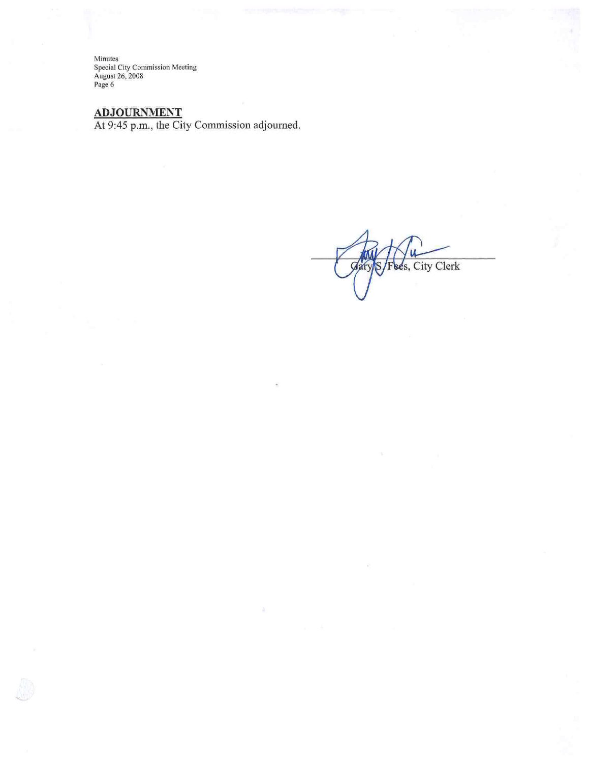## ADJOURNMENT

At 9:45 p.m., the City Commission adjourned.

Gary S. Fees, City Clerk